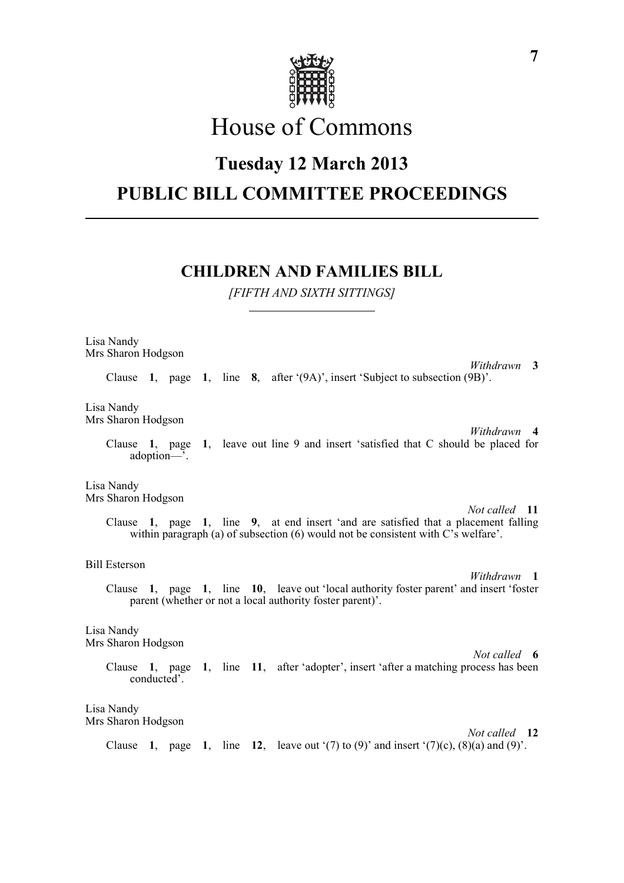# House of Commons

## Tuesday 12 March 2013

## PUBLIC BILL COMMITTEE PROCEEDINGS

### CHILDREN AND FAMILIES BILL

*[FIFTH AND SIXTH SITTINGS]*

Lisa Nandy
Mrs Sharon Hodgson

*Withdrawn* **3**

Clause **1**, page **1**, line **8**, after '(9A)', insert 'Subject to subsection (9B)'.

Lisa Nandy
Mrs Sharon Hodgson

*Withdrawn* **4**

Clause **1**, page **1**, leave out line 9 and insert 'satisfied that C should be placed for adoption—'.

Lisa Nandy
Mrs Sharon Hodgson

*Not called* **11**

Clause **1**, page **1**, line **9**, at end insert 'and are satisfied that a placement falling within paragraph (a) of subsection (6) would not be consistent with C's welfare'.

Bill Esterson

*Withdrawn* **1**

Clause **1**, page **1**, line **10**, leave out 'local authority foster parent' and insert 'foster parent (whether or not a local authority foster parent)'.

Lisa Nandy
Mrs Sharon Hodgson

*Not called* **6**

Clause **1**, page **1**, line **11**, after 'adopter', insert 'after a matching process has been conducted'.

Lisa Nandy
Mrs Sharon Hodgson

*Not called* **12**

Clause **1**, page **1**, line **12**, leave out '(7) to (9)' and insert '(7)(c), (8)(a) and (9)'.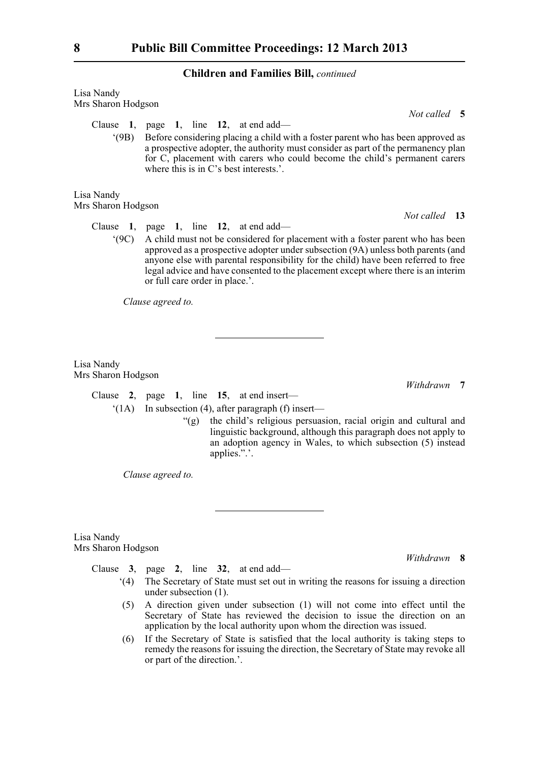**Children and Families Bill,** *continued*

Lisa Nandy
Mrs Sharon Hodgson

*Not called* **5**

Clause **1**, page **1**, line **12**, at end add—

'(9B) Before considering placing a child with a foster parent who has been approved as a prospective adopter, the authority must consider as part of the permanency plan for C, placement with carers who could become the child's permanent carers where this is in C's best interests.'.

Lisa Nandy
Mrs Sharon Hodgson

*Not called* **13**

Clause **1**, page **1**, line **12**, at end add—

'(9C) A child must not be considered for placement with a foster parent who has been approved as a prospective adopter under subsection (9A) unless both parents (and anyone else with parental responsibility for the child) have been referred to free legal advice and have consented to the placement except where there is an interim or full care order in place.'.

*Clause agreed to.*

---

Lisa Nandy
Mrs Sharon Hodgson

*Withdrawn* **7**

Clause **2**, page **1**, line **15**, at end insert—

'(1A) In subsection (4), after paragraph (f) insert—

"(g) the child's religious persuasion, racial origin and cultural and linguistic background, although this paragraph does not apply to an adoption agency in Wales, to which subsection (5) instead applies.".'.

*Clause agreed to.*

---

Lisa Nandy
Mrs Sharon Hodgson

*Withdrawn* **8**

Clause **3**, page **2**, line **32**, at end add—

'(4) The Secretary of State must set out in writing the reasons for issuing a direction under subsection (1).

(5) A direction given under subsection (1) will not come into effect until the Secretary of State has reviewed the decision to issue the direction on an application by the local authority upon whom the direction was issued.

(6) If the Secretary of State is satisfied that the local authority is taking steps to remedy the reasons for issuing the direction, the Secretary of State may revoke all or part of the direction.'.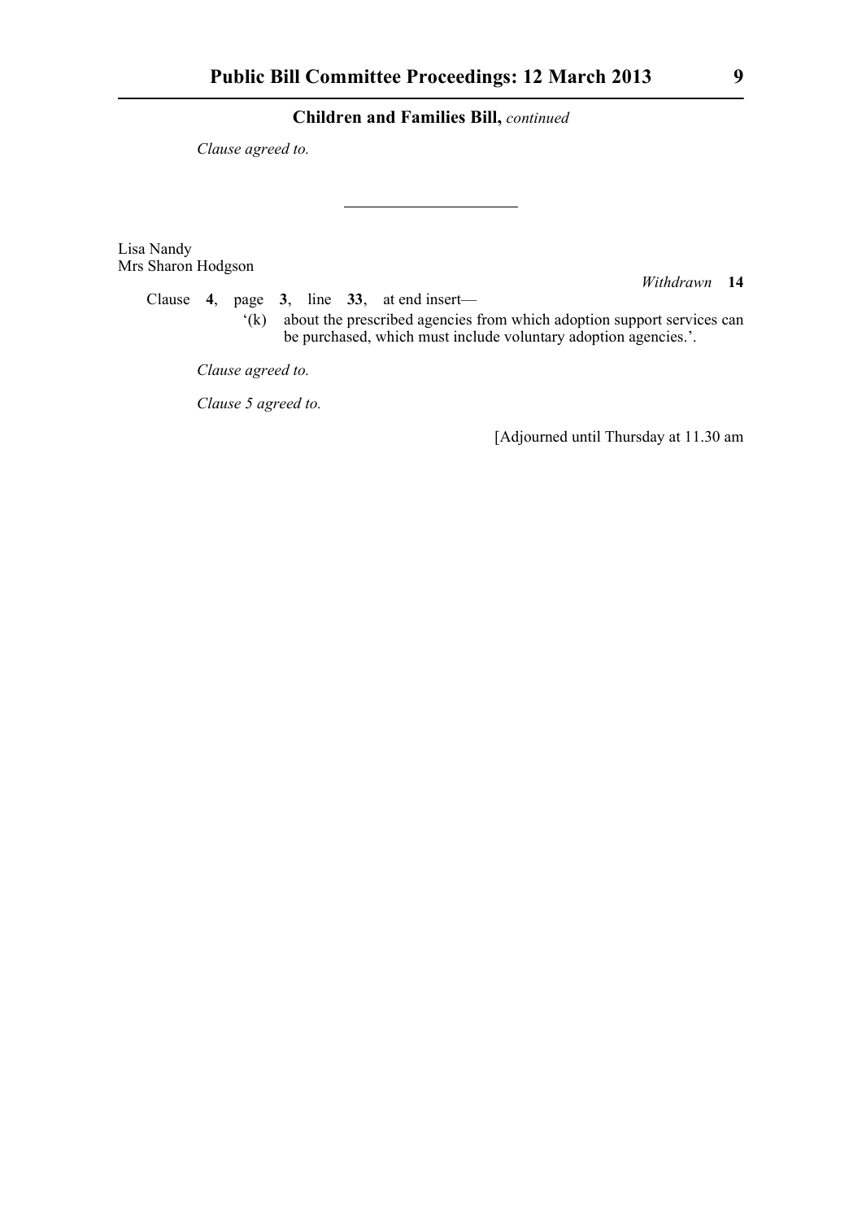## Children and Families Bill, *continued*

*Clause agreed to.*

---

Lisa Nandy
Mrs Sharon Hodgson

*Withdrawn* **14**

Clause **4**, page **3**, line **33**, at end insert—

‘(k) about the prescribed agencies from which adoption support services can be purchased, which must include voluntary adoption agencies.’.

*Clause agreed to.*

*Clause 5 agreed to.*

[Adjourned until Thursday at 11.30 am